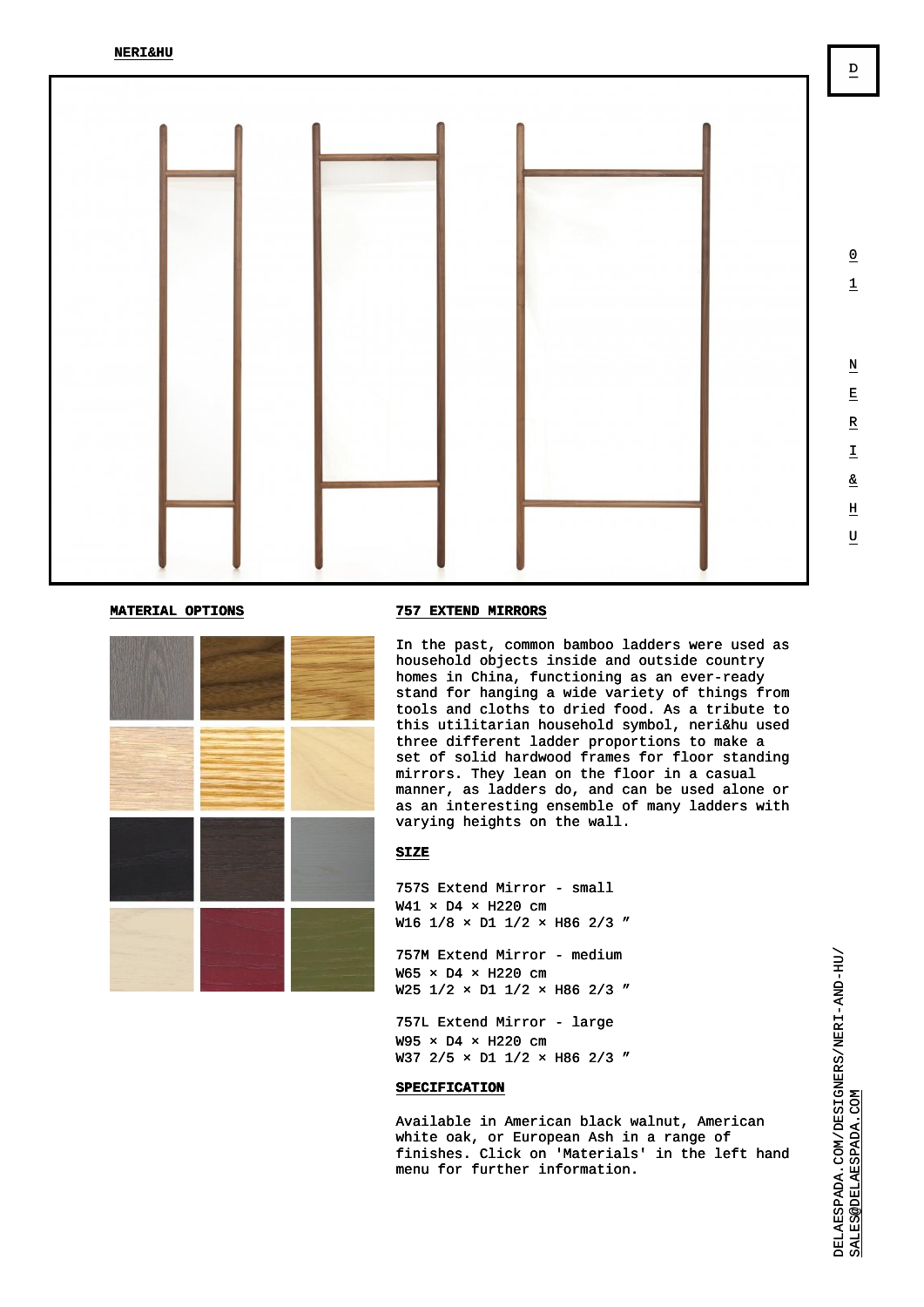NERI&HU

## MATERIAL OPTIONS

## 757 EXTEND MIRRORS

In the past, common bamboo ladders were used as household objects inside and outside country homes in China, functioning as an ever-ready stand for hanging a wide variety of things from tools and cloths to dried food. As a tribute to this utilitarian household symbol, neri&hu used three different ladder proportions to make a set of solid hardwood frames for floor standing mirrors. They lean on the floor in a casual manner, as ladders do, and can be used alone or as an interesting ensemble of many ladders with varying heights on the wall.

## SIZE

757S Extend Mirror - small
W41 × D4 × H220 cm
W16 1/8 × D1 1/2 × H86 2/3 ″

757M Extend Mirror - medium
W65 × D4 × H220 cm
W25 1/2 × D1 1/2 × H86 2/3 ″

757L Extend Mirror - large
W95 × D4 × H220 cm
W37 2/5 × D1 1/2 × H86 2/3 ″

## SPECIFICATION

Available in American black walnut, American white oak, or European Ash in a range of finishes. Click on 'Materials' in the left hand menu for further information.

DELAESPADA.COM/DESIGNERS/NERI-AND-HU/
SALES@DELAESPADA.COM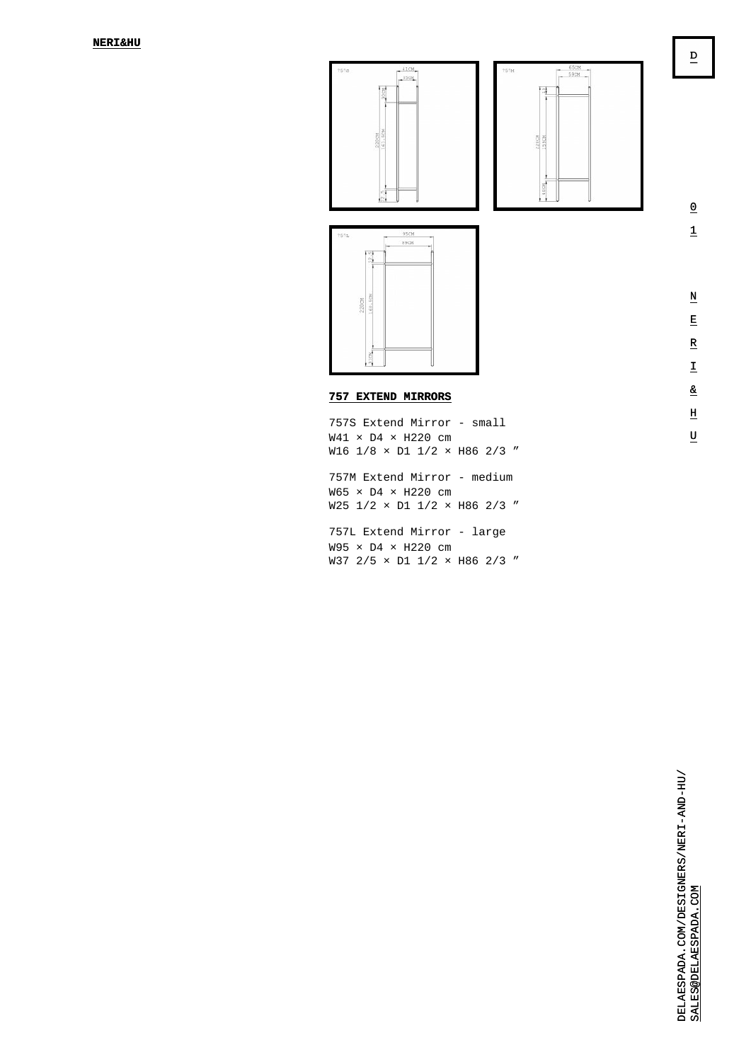## 757 EXTEND MIRRORS

757S Extend Mirror - small
W41 × D4 × H220 cm
W16 1/8 × D1 1/2 × H86 2/3 ″

757M Extend Mirror - medium
W65 × D4 × H220 cm
W25 1/2 × D1 1/2 × H86 2/3 ″

757L Extend Mirror - large
W95 × D4 × H220 cm
W37 2/5 × D1 1/2 × H86 2/3 ″

DELAESPADA.COM/DESIGNERS/NERI-AND-HU/
SALES@DELAESPADA.COM